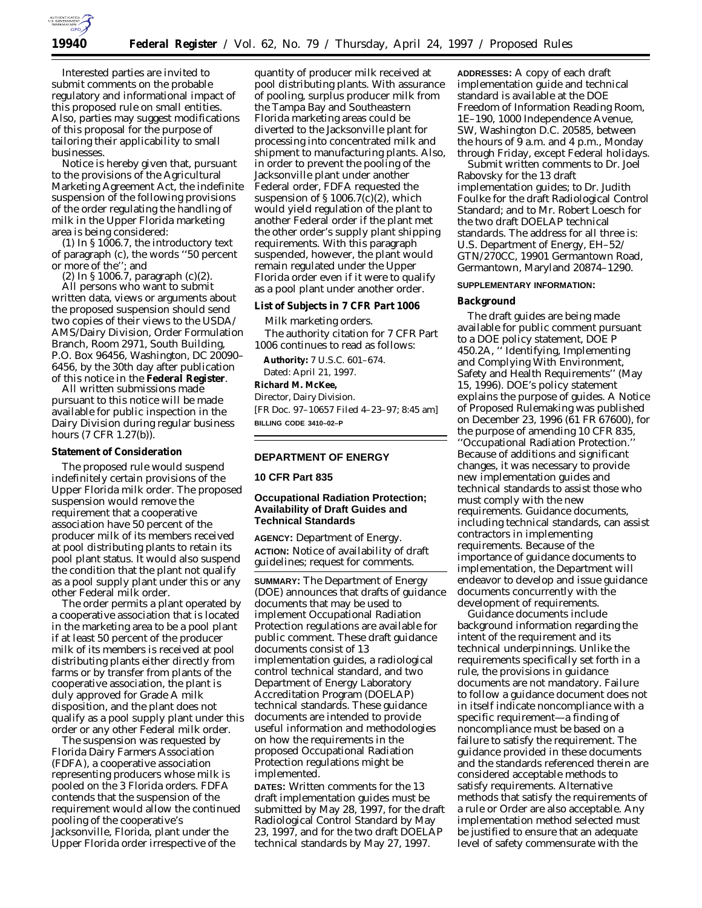Interested parties are invited to submit comments on the probable regulatory and informational impact of this proposed rule on small entities. Also, parties may suggest modifications of this proposal for the purpose of tailoring their applicability to small businesses.

Notice is hereby given that, pursuant to the provisions of the Agricultural Marketing Agreement Act, the indefinite suspension of the following provisions of the order regulating the handling of milk in the Upper Florida marketing area is being considered:

(1) In § 1006.7, the introductory text of paragraph (c), the words ''50 percent or more of the''; and

(2) In § 1006.7, paragraph (c)(2).

All persons who want to submit written data, views or arguments about the proposed suspension should send two copies of their views to the USDA/AMS/Dairy Division, Order Formulation Branch, Room 2971, South Building, P.O. Box 96456, Washington, DC 20090–6456, by the 30th day after publication of this notice in the **Federal Register**.

All written submissions made pursuant to this notice will be made available for public inspection in the Dairy Division during regular business hours (7 CFR 1.27(b)).

**Statement of Consideration**

The proposed rule would suspend indefinitely certain provisions of the Upper Florida milk order. The proposed suspension would remove the requirement that a cooperative association have 50 percent of the producer milk of its members received at pool distributing plants to retain its pool plant status. It would also suspend the condition that the plant not qualify as a pool supply plant under this or any other Federal milk order.

The order permits a plant operated by a cooperative association that is located in the marketing area to be a pool plant if at least 50 percent of the producer milk of its members is received at pool distributing plants either directly from farms or by transfer from plants of the cooperative association, the plant is duly approved for Grade A milk disposition, and the plant does not qualify as a pool supply plant under this order or any other Federal milk order.

The suspension was requested by Florida Dairy Farmers Association (FDFA), a cooperative association representing producers whose milk is pooled on the 3 Florida orders. FDFA contends that the suspension of the requirement would allow the continued pooling of the cooperative's Jacksonville, Florida, plant under the Upper Florida order irrespective of the quantity of producer milk received at pool distributing plants. With assurance of pooling, surplus producer milk from the Tampa Bay and Southeastern Florida marketing areas could be diverted to the Jacksonville plant for processing into concentrated milk and shipment to manufacturing plants. Also, in order to prevent the pooling of the Jacksonville plant under another Federal order, FDFA requested the suspension of § 1006.7(c)(2), which would yield regulation of the plant to another Federal order if the plant met the other order's supply plant shipping requirements. With this paragraph suspended, however, the plant would remain regulated under the Upper Florida order even if it were to qualify as a pool plant under another order.

**List of Subjects in 7 CFR Part 1006**

Milk marketing orders.

The authority citation for 7 CFR Part 1006 continues to read as follows:

**Authority:** 7 U.S.C. 601–674.

Dated: April 21, 1997.

**Richard M. McKee,**
*Director, Dairy Division.*

[FR Doc. 97–10657 Filed 4–23–97; 8:45 am]

**BILLING CODE 3410–02–P**

## DEPARTMENT OF ENERGY

### 10 CFR Part 835

### Occupational Radiation Protection; Availability of Draft Guides and Technical Standards

**AGENCY:** Department of Energy.

**ACTION:** Notice of availability of draft guidelines; request for comments.

**SUMMARY:** The Department of Energy (DOE) announces that drafts of guidance documents that may be used to implement Occupational Radiation Protection regulations are available for public comment. These draft guidance documents consist of 13 implementation guides, a radiological control technical standard, and two Department of Energy Laboratory Accreditation Program (DOELAP) technical standards. These guidance documents are intended to provide useful information and methodologies on how the requirements in the proposed Occupational Radiation Protection regulations might be implemented.

**DATES:** Written comments for the 13 draft implementation guides must be submitted by May 28, 1997, for the draft Radiological Control Standard by May 23, 1997, and for the two draft DOELAP technical standards by May 27, 1997.

**ADDRESSES:** A copy of each draft implementation guide and technical standard is available at the DOE Freedom of Information Reading Room, 1E–190, 1000 Independence Avenue, SW, Washington D.C. 20585, between the hours of 9 a.m. and 4 p.m., Monday through Friday, except Federal holidays.

Submit written comments to Dr. Joel Rabovsky for the 13 draft implementation guides; to Dr. Judith Foulke for the draft Radiological Control Standard; and to Mr. Robert Loesch for the two draft DOELAP technical standards. The address for all three is: U.S. Department of Energy, EH–52/GTN/270CC, 19901 Germantown Road, Germantown, Maryland 20874–1290.

**SUPPLEMENTARY INFORMATION:**

**Background**

The draft guides are being made available for public comment pursuant to a DOE policy statement, DOE P 450.2A, '' Identifying, Implementing and Complying With Environment, Safety and Health Requirements'' (May 15, 1996). DOE's policy statement explains the purpose of guides. A Notice of Proposed Rulemaking was published on December 23, 1996 (61 FR 67600), for the purpose of amending 10 CFR 835, ''Occupational Radiation Protection.'' Because of additions and significant changes, it was necessary to provide new implementation guides and technical standards to assist those who must comply with the new requirements. Guidance documents, including technical standards, can assist contractors in implementing requirements. Because of the importance of guidance documents to implementation, the Department will endeavor to develop and issue guidance documents concurrently with the development of requirements.

Guidance documents include background information regarding the intent of the requirement and its technical underpinnings. Unlike the requirements specifically set forth in a rule, the provisions in guidance documents are not mandatory. Failure to follow a guidance document does not in itself indicate noncompliance with a specific requirement—a finding of noncompliance must be based on a failure to satisfy the requirement. The guidance provided in these documents and the standards referenced therein are considered acceptable methods to satisfy requirements. Alternative methods that satisfy the requirements of a rule or Order are also acceptable. Any implementation method selected must be justified to ensure that an adequate level of safety commensurate with the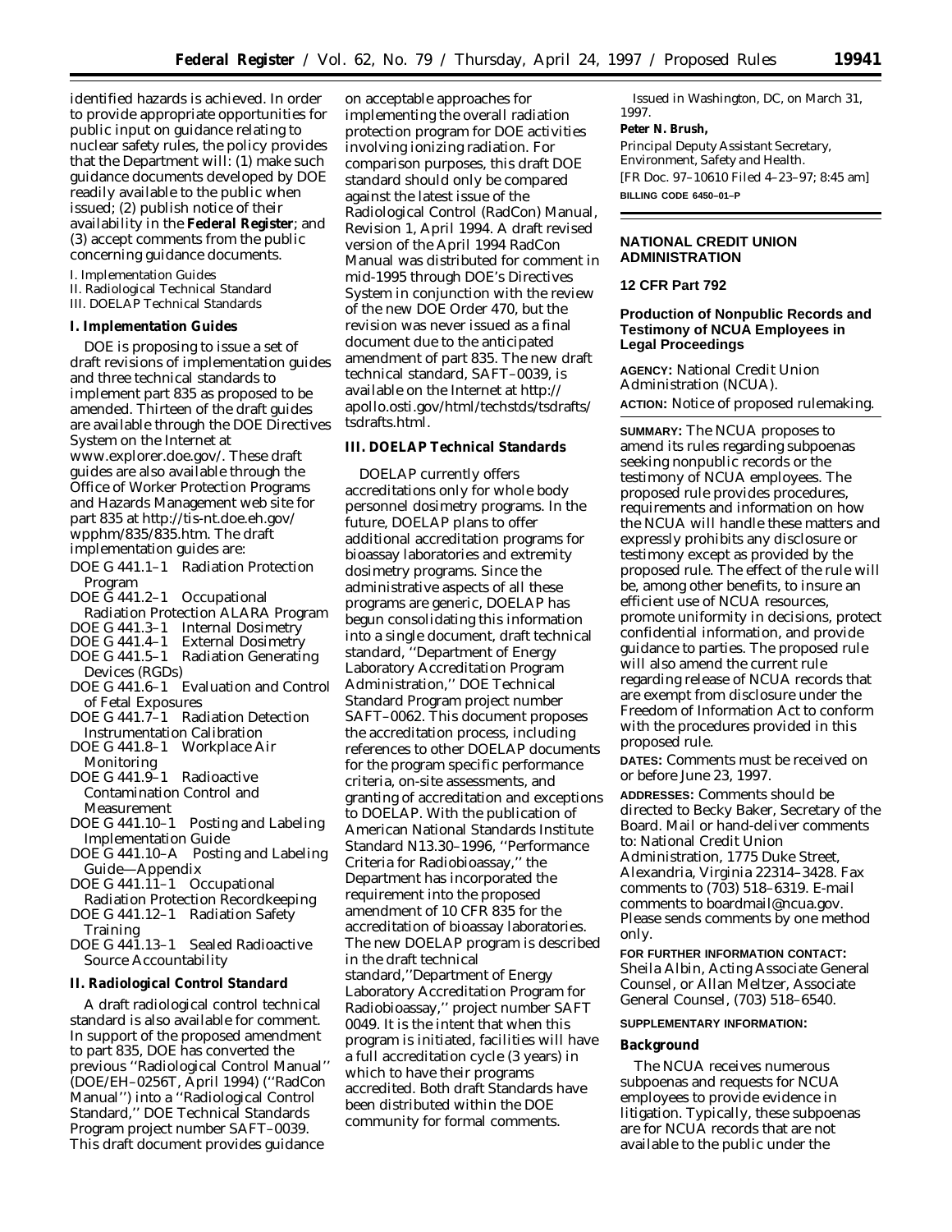identified hazards is achieved. In order to provide appropriate opportunities for public input on guidance relating to nuclear safety rules, the policy provides that the Department will: (1) make such guidance documents developed by DOE readily available to the public when issued; (2) publish notice of their availability in the **Federal Register**; and (3) accept comments from the public concerning guidance documents.

I. Implementation Guides
II. Radiological Technical Standard
III. DOELAP Technical Standards

## I. Implementation Guides

DOE is proposing to issue a set of draft revisions of implementation guides and three technical standards to implement part 835 as proposed to be amended. Thirteen of the draft guides are available through the DOE Directives System on the Internet at www.explorer.doe.gov/. These draft guides are also available through the Office of Worker Protection Programs and Hazards Management web site for part 835 at http://tis-nt.doe.eh.gov/wpphm/835/835.htm. The draft implementation guides are:

DOE G 441.1–1 Radiation Protection Program
DOE G 441.2–1 Occupational Radiation Protection ALARA Program
DOE G 441.3–1 Internal Dosimetry
DOE G 441.4–1 External Dosimetry
DOE G 441.5–1 Radiation Generating Devices (RGDs)
DOE G 441.6–1 Evaluation and Control of Fetal Exposures
DOE G 441.7–1 Radiation Detection Instrumentation Calibration
DOE G 441.8–1 Workplace Air Monitoring
DOE G 441.9–1 Radioactive Contamination Control and Measurement
DOE G 441.10–1 Posting and Labeling Implementation Guide
DOE G 441.10–A Posting and Labeling Guide—Appendix
DOE G 441.11–1 Occupational Radiation Protection Recordkeeping
DOE G 441.12–1 Radiation Safety Training
DOE G 441.13–1 Sealed Radioactive Source Accountability

## II. Radiological Control Standard

A draft radiological control technical standard is also available for comment. In support of the proposed amendment to part 835, DOE has converted the previous "Radiological Control Manual" (DOE/EH–0256T, April 1994) ("RadCon Manual") into a "Radiological Control Standard," DOE Technical Standards Program project number SAFT–0039. This draft document provides guidance on acceptable approaches for implementing the overall radiation protection program for DOE activities involving ionizing radiation. For comparison purposes, this draft DOE standard should only be compared against the latest issue of the Radiological Control (RadCon) Manual, Revision 1, April 1994. A draft revised version of the April 1994 RadCon Manual was distributed for comment in mid-1995 through DOE's Directives System in conjunction with the review of the new DOE Order 470, but the revision was never issued as a final document due to the anticipated amendment of part 835. The new draft technical standard, SAFT–0039, is available on the Internet at http://apollo.osti.gov/html/techstds/tsdrafts/tsdrafts.html.

## III. DOELAP Technical Standards

DOELAP currently offers accreditations only for whole body personnel dosimetry programs. In the future, DOELAP plans to offer additional accreditation programs for bioassay laboratories and extremity dosimetry programs. Since the administrative aspects of all these programs are generic, DOELAP has begun consolidating this information into a single document, draft technical standard, "Department of Energy Laboratory Accreditation Program Administration," DOE Technical Standard Program project number SAFT–0062. This document proposes the accreditation process, including references to other DOELAP documents for the program specific performance criteria, on-site assessments, and granting of accreditation and exceptions to DOELAP. With the publication of American National Standards Institute Standard N13.30–1996, "Performance Criteria for Radiobioassay," the Department has incorporated the requirement into the proposed amendment of 10 CFR 835 for the accreditation of bioassay laboratories. The new DOELAP program is described in the draft technical standard,"Department of Energy Laboratory Accreditation Program for Radiobioassay," project number SAFT 0049. It is the intent that when this program is initiated, facilities will have a full accreditation cycle (3 years) in which to have their programs accredited. Both draft Standards have been distributed within the DOE community for formal comments.

Issued in Washington, DC, on March 31, 1997.

**Peter N. Brush,**
*Principal Deputy Assistant Secretary, Environment, Safety and Health.*

[FR Doc. 97–10610 Filed 4–23–97; 8:45 am]

**BILLING CODE 6450–01–P**

---

# NATIONAL CREDIT UNION ADMINISTRATION

## 12 CFR Part 792

## Production of Nonpublic Records and Testimony of NCUA Employees in Legal Proceedings

**AGENCY:** National Credit Union Administration (NCUA).

**ACTION:** Notice of proposed rulemaking.

**SUMMARY:** The NCUA proposes to amend its rules regarding subpoenas seeking nonpublic records or the testimony of NCUA employees. The proposed rule provides procedures, requirements and information on how the NCUA will handle these matters and expressly prohibits any disclosure or testimony except as provided by the proposed rule. The effect of the rule will be, among other benefits, to insure an efficient use of NCUA resources, promote uniformity in decisions, protect confidential information, and provide guidance to parties. The proposed rule will also amend the current rule regarding release of NCUA records that are exempt from disclosure under the Freedom of Information Act to conform with the procedures provided in this proposed rule.

**DATES:** Comments must be received on or before June 23, 1997.

**ADDRESSES:** Comments should be directed to Becky Baker, Secretary of the Board. Mail or hand-deliver comments to: National Credit Union Administration, 1775 Duke Street, Alexandria, Virginia 22314–3428. Fax comments to (703) 518–6319. E-mail comments to boardmail@ncua.gov. Please sends comments by one method only.

**FOR FURTHER INFORMATION CONTACT:** Sheila Albin, Acting Associate General Counsel, or Allan Meltzer, Associate General Counsel, (703) 518–6540.

**SUPPLEMENTARY INFORMATION:**

## Background

The NCUA receives numerous subpoenas and requests for NCUA employees to provide evidence in litigation. Typically, these subpoenas are for NCUA records that are not available to the public under the